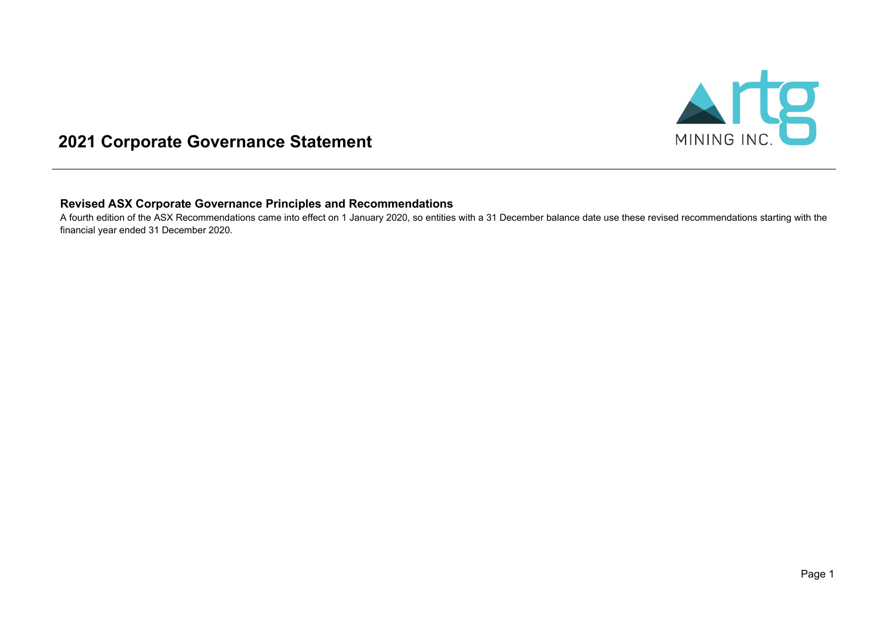# 2021 Corporate Governance Statement

MINING INC.

## Revised ASX Corporate Governance Principles and Recommendations

A fourth edition of the ASX Recommendations came into effect on 1 January 2020, so entities with a 31 December balance date use these revised recommendations starting with the financial year ended 31 December 2020.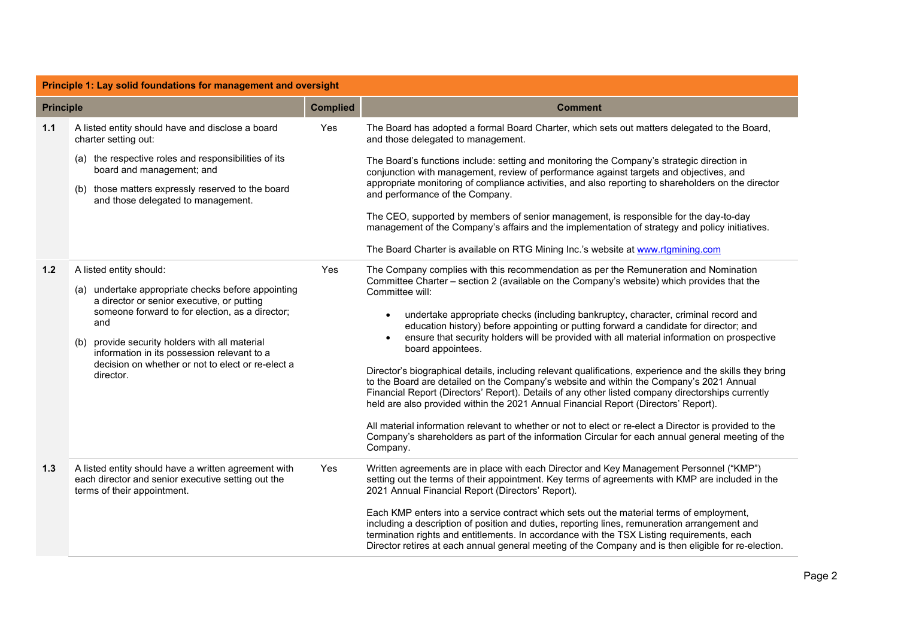| Principle 1: Lay solid foundations for management and oversight | | | |
|---|---|---|---|
| **Principle** | | **Complied** | **Comment** |
| **1.1** | A listed entity should have and disclose a board charter setting out:<br>(a) the respective roles and responsibilities of its board and management; and<br>(b) those matters expressly reserved to the board and those delegated to management. | Yes | The Board has adopted a formal Board Charter, which sets out matters delegated to the Board, and those delegated to management.<br><br>The Board's functions include: setting and monitoring the Company's strategic direction in conjunction with management, review of performance against targets and objectives, and appropriate monitoring of compliance activities, and also reporting to shareholders on the director and performance of the Company.<br><br>The CEO, supported by members of senior management, is responsible for the day-to-day management of the Company's affairs and the implementation of strategy and policy initiatives.<br><br>The Board Charter is available on RTG Mining Inc.'s website at [www.rtgmining.com](www.rtgmining.com) |
| **1.2** | A listed entity should:<br>(a) undertake appropriate checks before appointing a director or senior executive, or putting someone forward to for election, as a director; and<br>(b) provide security holders with all material information in its possession relevant to a decision on whether or not to elect or re-elect a director. | Yes | The Company complies with this recommendation as per the Remuneration and Nomination Committee Charter – section 2 (available on the Company's website) which provides that the Committee will:<br><br>• undertake appropriate checks (including bankruptcy, character, criminal record and education history) before appointing or putting forward a candidate for director; and<br>• ensure that security holders will be provided with all material information on prospective board appointees.<br><br>Director's biographical details, including relevant qualifications, experience and the skills they bring to the Board are detailed on the Company's website and within the Company's 2021 Annual Financial Report (Directors' Report). Details of any other listed company directorships currently held are also provided within the 2021 Annual Financial Report (Directors' Report).<br><br>All material information relevant to whether or not to elect or re-elect a Director is provided to the Company's shareholders as part of the information Circular for each annual general meeting of the Company. |
| **1.3** | A listed entity should have a written agreement with each director and senior executive setting out the terms of their appointment. | Yes | Written agreements are in place with each Director and Key Management Personnel ("KMP") setting out the terms of their appointment. Key terms of agreements with KMP are included in the 2021 Annual Financial Report (Directors' Report).<br><br>Each KMP enters into a service contract which sets out the material terms of employment, including a description of position and duties, reporting lines, remuneration arrangement and termination rights and entitlements. In accordance with the TSX Listing requirements, each Director retires at each annual general meeting of the Company and is then eligible for re-election. |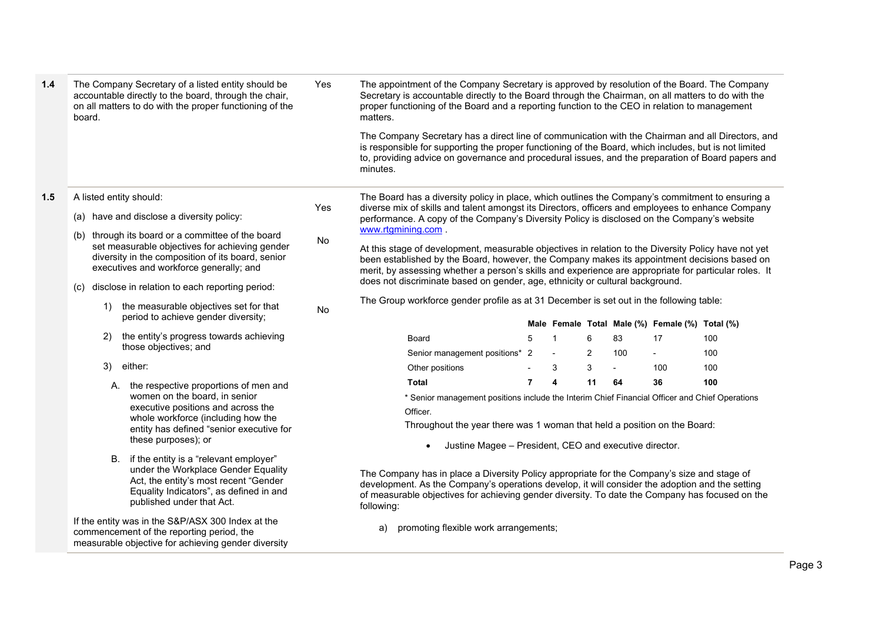| | | | |
|---|---|---|---|
| **1.4** | The Company Secretary of a listed entity should be accountable directly to the board, through the chair, on all matters to do with the proper functioning of the board. | Yes | The appointment of the Company Secretary is approved by resolution of the Board. The Company Secretary is accountable directly to the Board through the Chairman, on all matters to do with the proper functioning of the Board and a reporting function to the CEO in relation to management matters.<br><br>The Company Secretary has a direct line of communication with the Chairman and all Directors, and is responsible for supporting the proper functioning of the Board, which includes, but is not limited to, providing advice on governance and procedural issues, and the preparation of Board papers and minutes. |
| **1.5** | A listed entity should:<br>(a) have and disclose a diversity policy:<br>(b) through its board or a committee of the board set measurable objectives for achieving gender diversity in the composition of its board, senior executives and workforce generally; and<br>(c) disclose in relation to each reporting period:<br>1) the measurable objectives set for that period to achieve gender diversity;<br>2) the entity's progress towards achieving those objectives; and<br>3) either:<br>A. the respective proportions of men and women on the board, in senior executive positions and across the whole workforce (including how the entity has defined "senior executive for these purposes); or<br>B. if the entity is a "relevant employer" under the Workplace Gender Equality Act, the entity's most recent "Gender Equality Indicators", as defined in and published under that Act.<br><br>If the entity was in the S&P/ASX 300 Index at the commencement of the reporting period, the measurable objective for achieving gender diversity | Yes<br><br>No<br><br>No | The Board has a diversity policy in place, which outlines the Company's commitment to ensuring a diverse mix of skills and talent amongst its Directors, officers and employees to enhance Company performance. A copy of the Company's Diversity Policy is disclosed on the Company's website www.rtgmining.com .<br><br>At this stage of development, measurable objectives in relation to the Diversity Policy have not yet been established by the Board, however, the Company makes its appointment decisions based on merit, by assessing whether a person's skills and experience are appropriate for particular roles. It does not discriminate based on gender, age, ethnicity or cultural background.<br><br>The Group workforce gender profile as at 31 December is set out in the following table: (see table below)<br><br>* Senior management positions include the Interim Chief Financial Officer and Chief Operations Officer.<br><br>Throughout the year there was 1 woman that held a position on the Board:<br>• Justine Magee – President, CEO and executive director.<br><br>The Company has in place a Diversity Policy appropriate for the Company's size and stage of development. As the Company's operations develop, it will consider the adoption and the setting of measurable objectives for achieving gender diversity. To date the Company has focused on the following:<br>a) promoting flexible work arrangements; |

| | Male | Female | Total | Male (%) | Female (%) | Total (%) |
|---|---|---|---|---|---|---|
| Board | 5 | 1 | 6 | 83 | 17 | 100 |
| Senior management positions* | 2 | - | 2 | 100 | - | 100 |
| Other positions | - | 3 | 3 | - | 100 | 100 |
| **Total** | **7** | **4** | **11** | **64** | **36** | **100** |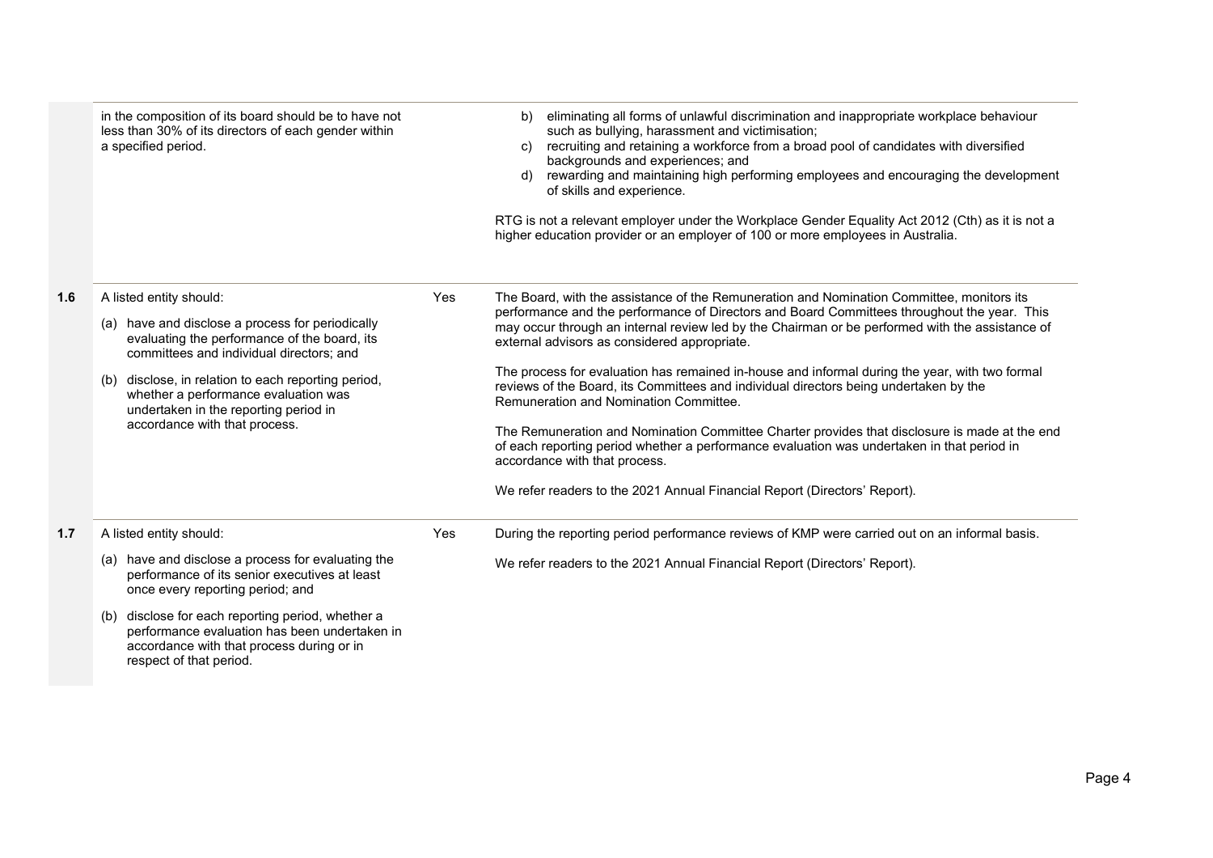| | | | |
|---|---|---|---|
| | in the composition of its board should be to have not less than 30% of its directors of each gender within a specified period. | | b) eliminating all forms of unlawful discrimination and inappropriate workplace behaviour such as bullying, harassment and victimisation;<br>c) recruiting and retaining a workforce from a broad pool of candidates with diversified backgrounds and experiences; and<br>d) rewarding and maintaining high performing employees and encouraging the development of skills and experience.<br><br>RTG is not a relevant employer under the Workplace Gender Equality Act 2012 (Cth) as it is not a higher education provider or an employer of 100 or more employees in Australia. |
| **1.6** | A listed entity should:<br>(a) have and disclose a process for periodically evaluating the performance of the board, its committees and individual directors; and<br>(b) disclose, in relation to each reporting period, whether a performance evaluation was undertaken in the reporting period in accordance with that process. | Yes | The Board, with the assistance of the Remuneration and Nomination Committee, monitors its performance and the performance of Directors and Board Committees throughout the year. This may occur through an internal review led by the Chairman or be performed with the assistance of external advisors as considered appropriate.<br><br>The process for evaluation has remained in-house and informal during the year, with two formal reviews of the Board, its Committees and individual directors being undertaken by the Remuneration and Nomination Committee.<br><br>The Remuneration and Nomination Committee Charter provides that disclosure is made at the end of each reporting period whether a performance evaluation was undertaken in that period in accordance with that process.<br><br>We refer readers to the 2021 Annual Financial Report (Directors' Report). |
| **1.7** | A listed entity should:<br>(a) have and disclose a process for evaluating the performance of its senior executives at least once every reporting period; and<br>(b) disclose for each reporting period, whether a performance evaluation has been undertaken in accordance with that process during or in respect of that period. | Yes | During the reporting period performance reviews of KMP were carried out on an informal basis.<br><br>We refer readers to the 2021 Annual Financial Report (Directors' Report). |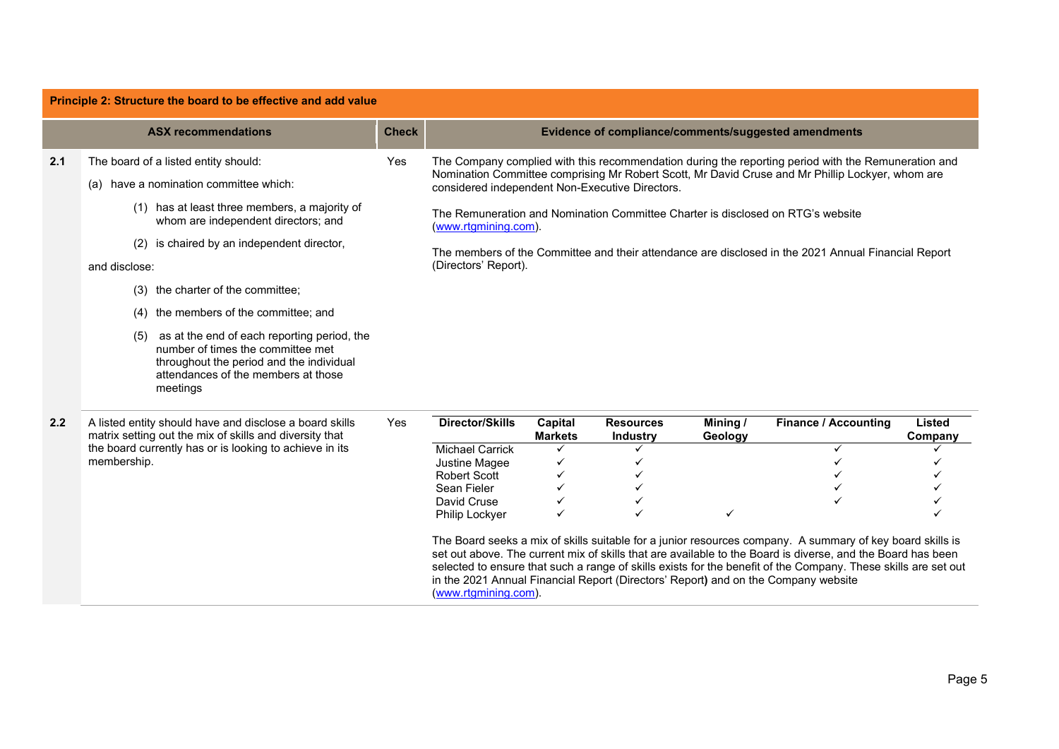| Principle 2: Structure the board to be effective and add value | | | |
|---|---|---|---|
| | **ASX recommendations** | **Check** | **Evidence of compliance/comments/suggested amendments** |
| **2.1** | The board of a listed entity should:<br>(a) have a nomination committee which:<br>(1) has at least three members, a majority of whom are independent directors; and<br>(2) is chaired by an independent director,<br>and disclose:<br>(3) the charter of the committee;<br>(4) the members of the committee; and<br>(5) as at the end of each reporting period, the number of times the committee met throughout the period and the individual attendances of the members at those meetings | Yes | The Company complied with this recommendation during the reporting period with the Remuneration and Nomination Committee comprising Mr Robert Scott, Mr David Cruse and Mr Phillip Lockyer, whom are considered independent Non-Executive Directors.<br><br>The Remuneration and Nomination Committee Charter is disclosed on RTG's website (www.rtgmining.com).<br><br>The members of the Committee and their attendance are disclosed in the 2021 Annual Financial Report (Directors' Report). |
| **2.2** | A listed entity should have and disclose a board skills matrix setting out the mix of skills and diversity that the board currently has or is looking to achieve in its membership. | Yes | See skills matrix below.<br><br>The Board seeks a mix of skills suitable for a junior resources company. A summary of key board skills is set out above. The current mix of skills that are available to the Board is diverse, and the Board has been selected to ensure that such a range of skills exists for the benefit of the Company. These skills are set out in the 2021 Annual Financial Report (Directors' Report) and on the Company website (www.rtgmining.com). |

| Director/Skills | Capital Markets | Resources Industry | Mining / Geology | Finance / Accounting | Listed Company |
|---|---|---|---|---|---|
| Michael Carrick | ✓ | ✓ | | ✓ | ✓ |
| Justine Magee | ✓ | ✓ | | ✓ | ✓ |
| Robert Scott | ✓ | ✓ | | ✓ | ✓ |
| Sean Fieler | ✓ | ✓ | | ✓ | ✓ |
| David Cruse | ✓ | ✓ | | ✓ | ✓ |
| Philip Lockyer | ✓ | ✓ | ✓ | | ✓ |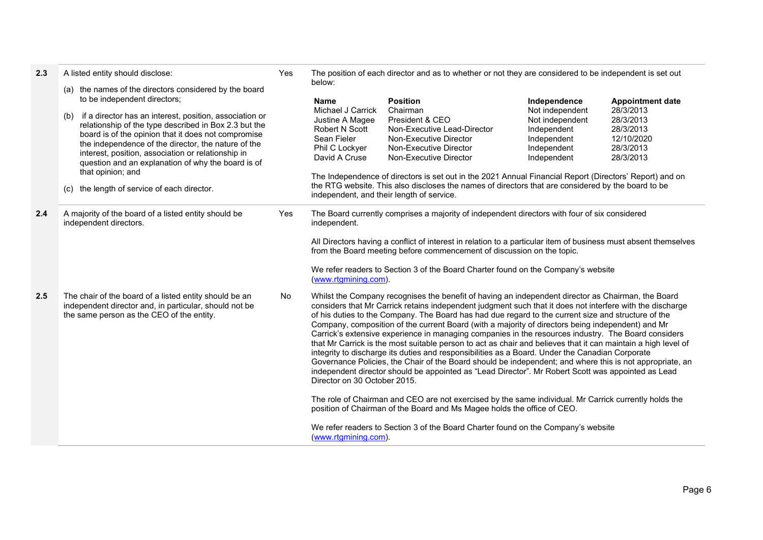| | | | |
|---|---|---|---|
| 2.3 | A listed entity should disclose:<br>(a) the names of the directors considered by the board to be independent directors;<br>(b) if a director has an interest, position, association or relationship of the type described in Box 2.3 but the board is of the opinion that it does not compromise the independence of the director, the nature of the interest, position, association or relationship in question and an explanation of why the board is of that opinion; and<br>(c) the length of service of each director. | Yes | The position of each director and as to whether or not they are considered to be independent is set out below:<br><br>**Name** / **Position** / **Independence** / **Appointment date**<br>Michael J Carrick / Chairman / Not independent / 28/3/2013<br>Justine A Magee / President & CEO / Not independent / 28/3/2013<br>Robert N Scott / Non-Executive Lead-Director / Independent / 28/3/2013<br>Sean Fieler / Non-Executive Director / Independent / 12/10/2020<br>Phil C Lockyer / Non-Executive Director / Independent / 28/3/2013<br>David A Cruse / Non-Executive Director / Independent / 28/3/2013<br><br>The Independence of directors is set out in the 2021 Annual Financial Report (Directors' Report) and on the RTG website. This also discloses the names of directors that are considered by the board to be independent, and their length of service. |
| 2.4 | A majority of the board of a listed entity should be independent directors. | Yes | The Board currently comprises a majority of independent directors with four of six considered independent.<br><br>All Directors having a conflict of interest in relation to a particular item of business must absent themselves from the Board meeting before commencement of discussion on the topic.<br><br>We refer readers to Section 3 of the Board Charter found on the Company's website (www.rtgmining.com). |
| 2.5 | The chair of the board of a listed entity should be an independent director and, in particular, should not be the same person as the CEO of the entity. | No | Whilst the Company recognises the benefit of having an independent director as Chairman, the Board considers that Mr Carrick retains independent judgment such that it does not interfere with the discharge of his duties to the Company. The Board has had due regard to the current size and structure of the Company, composition of the current Board (with a majority of directors being independent) and Mr Carrick's extensive experience in managing companies in the resources industry. The Board considers that Mr Carrick is the most suitable person to act as chair and believes that it can maintain a high level of integrity to discharge its duties and responsibilities as a Board. Under the Canadian Corporate Governance Policies, the Chair of the Board should be independent; and where this is not appropriate, an independent director should be appointed as "Lead Director". Mr Robert Scott was appointed as Lead Director on 30 October 2015.<br><br>The role of Chairman and CEO are not exercised by the same individual. Mr Carrick currently holds the position of Chairman of the Board and Ms Magee holds the office of CEO.<br><br>We refer readers to Section 3 of the Board Charter found on the Company's website (www.rtgmining.com). |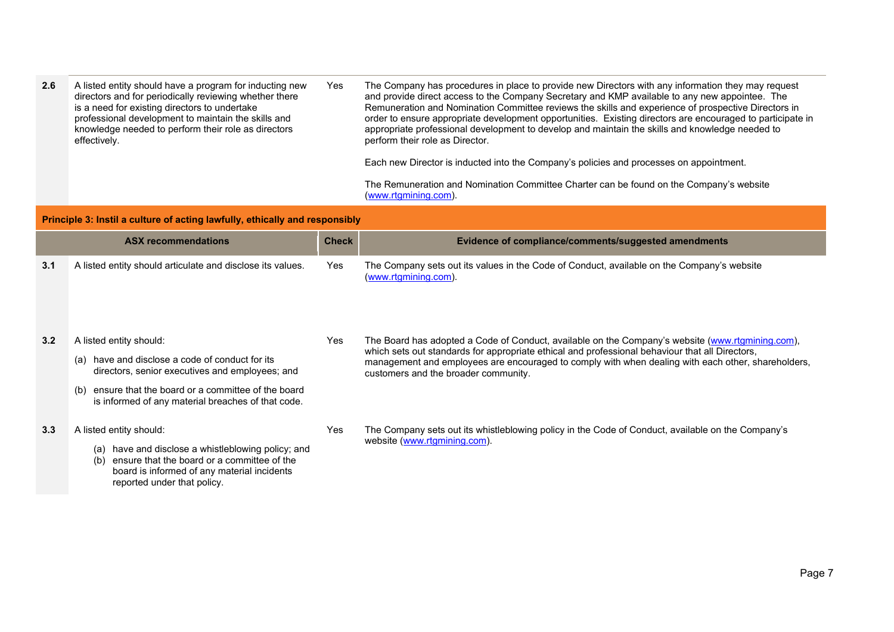| | ASX recommendations | Check | Evidence of compliance/comments/suggested amendments |
|---|---|---|---|
| 2.6 | A listed entity should have a program for inducting new directors and for periodically reviewing whether there is a need for existing directors to undertake professional development to maintain the skills and knowledge needed to perform their role as directors effectively. | Yes | The Company has procedures in place to provide new Directors with any information they may request and provide direct access to the Company Secretary and KMP available to any new appointee. The Remuneration and Nomination Committee reviews the skills and experience of prospective Directors in order to ensure appropriate development opportunities. Existing directors are encouraged to participate in appropriate professional development to develop and maintain the skills and knowledge needed to perform their role as Director.<br><br>Each new Director is inducted into the Company's policies and processes on appointment.<br><br>The Remuneration and Nomination Committee Charter can be found on the Company's website (www.rtgmining.com). |

**Principle 3: Instil a culture of acting lawfully, ethically and responsibly**

| | ASX recommendations | Check | Evidence of compliance/comments/suggested amendments |
|---|---|---|---|
| 3.1 | A listed entity should articulate and disclose its values. | Yes | The Company sets out its values in the Code of Conduct, available on the Company's website (www.rtgmining.com). |
| 3.2 | A listed entity should:<br>(a) have and disclose a code of conduct for its directors, senior executives and employees; and<br>(b) ensure that the board or a committee of the board is informed of any material breaches of that code. | Yes | The Board has adopted a Code of Conduct, available on the Company's website (www.rtgmining.com), which sets out standards for appropriate ethical and professional behaviour that all Directors, management and employees are encouraged to comply with when dealing with each other, shareholders, customers and the broader community. |
| 3.3 | A listed entity should:<br>(a) have and disclose a whistleblowing policy; and<br>(b) ensure that the board or a committee of the board is informed of any material incidents reported under that policy. | Yes | The Company sets out its whistleblowing policy in the Code of Conduct, available on the Company's website (www.rtgmining.com). |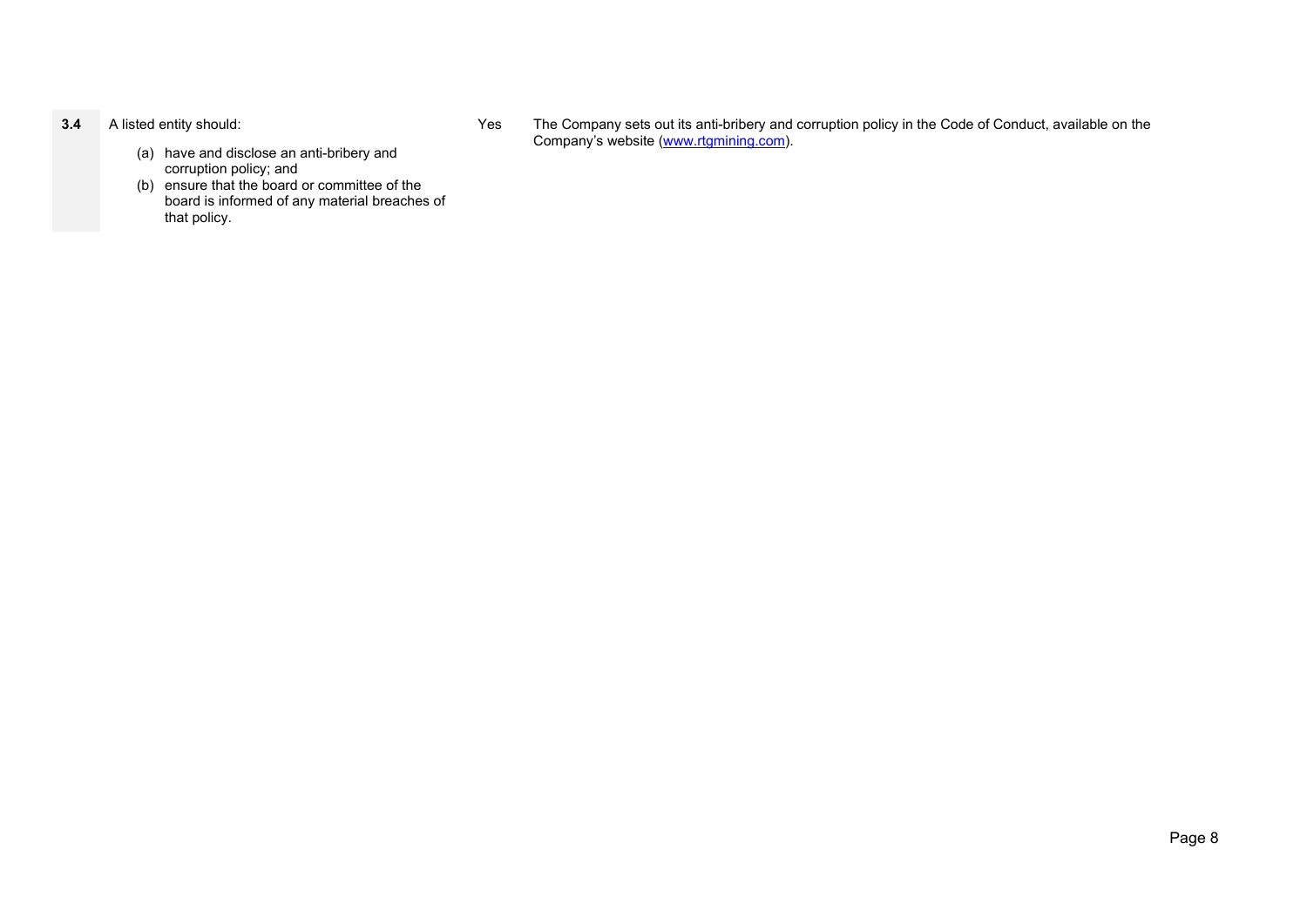| | | | |
|---|---|---|---|
| **3.4** | A listed entity should:<br>(a) have and disclose an anti-bribery and corruption policy; and<br>(b) ensure that the board or committee of the board is informed of any material breaches of that policy. | Yes | The Company sets out its anti-bribery and corruption policy in the Code of Conduct, available on the Company's website (www.rtgmining.com). |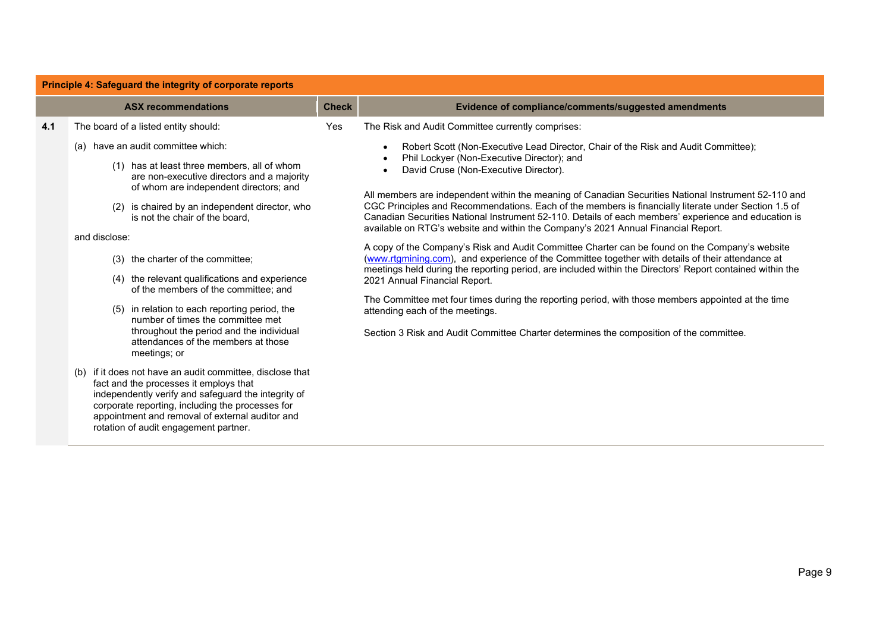| Principle 4: Safeguard the integrity of corporate reports | | | |
|---|---|---|---|
| | **ASX recommendations** | **Check** | **Evidence of compliance/comments/suggested amendments** |
| **4.1** | The board of a listed entity should:<br><br>(a) have an audit committee which:<br><br>(1) has at least three members, all of whom are non-executive directors and a majority of whom are independent directors; and<br><br>(2) is chaired by an independent director, who is not the chair of the board,<br><br>and disclose:<br><br>(3) the charter of the committee;<br><br>(4) the relevant qualifications and experience of the members of the committee; and<br><br>(5) in relation to each reporting period, the number of times the committee met throughout the period and the individual attendances of the members at those meetings; or<br><br>(b) if it does not have an audit committee, disclose that fact and the processes it employs that independently verify and safeguard the integrity of corporate reporting, including the processes for appointment and removal of external auditor and rotation of audit engagement partner. | Yes | The Risk and Audit Committee currently comprises:<br><br>• Robert Scott (Non-Executive Lead Director, Chair of the Risk and Audit Committee);<br>• Phil Lockyer (Non-Executive Director); and<br>• David Cruse (Non-Executive Director).<br><br>All members are independent within the meaning of Canadian Securities National Instrument 52-110 and CGC Principles and Recommendations. Each of the members is financially literate under Section 1.5 of Canadian Securities National Instrument 52-110. Details of each members' experience and education is available on RTG's website and within the Company's 2021 Annual Financial Report.<br><br>A copy of the Company's Risk and Audit Committee Charter can be found on the Company's website (www.rtgmining.com), and experience of the Committee together with details of their attendance at meetings held during the reporting period, are included within the Directors' Report contained within the 2021 Annual Financial Report.<br><br>The Committee met four times during the reporting period, with those members appointed at the time attending each of the meetings.<br><br>Section 3 Risk and Audit Committee Charter determines the composition of the committee. |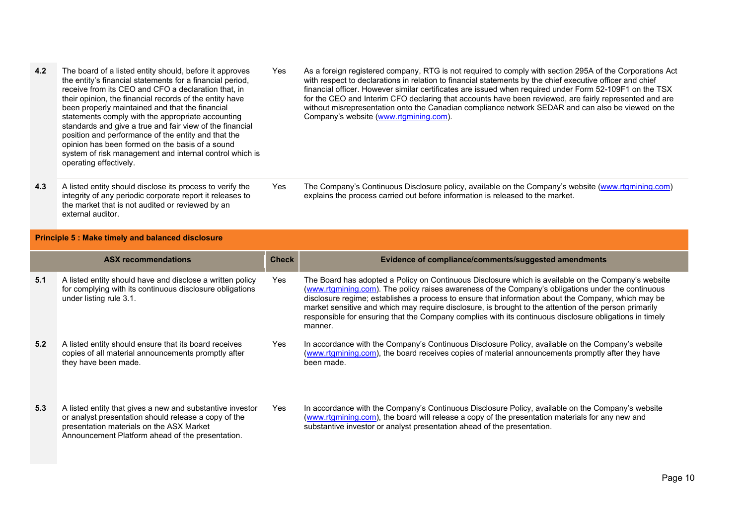| | | | |
|---|---|---|---|
| **4.2** | The board of a listed entity should, before it approves the entity's financial statements for a financial period, receive from its CEO and CFO a declaration that, in their opinion, the financial records of the entity have been properly maintained and that the financial statements comply with the appropriate accounting standards and give a true and fair view of the financial position and performance of the entity and that the opinion has been formed on the basis of a sound system of risk management and internal control which is operating effectively. | Yes | As a foreign registered company, RTG is not required to comply with section 295A of the Corporations Act with respect to declarations in relation to financial statements by the chief executive officer and chief financial officer. However similar certificates are issued when required under Form 52-109F1 on the TSX for the CEO and Interim CFO declaring that accounts have been reviewed, are fairly represented and are without misrepresentation onto the Canadian compliance network SEDAR and can also be viewed on the Company's website (www.rtgmining.com). |
| **4.3** | A listed entity should disclose its process to verify the integrity of any periodic corporate report it releases to the market that is not audited or reviewed by an external auditor. | Yes | The Company's Continuous Disclosure policy, available on the Company's website (www.rtgmining.com) explains the process carried out before information is released to the market. |

**Principle 5 : Make timely and balanced disclosure**

| | ASX recommendations | Check | Evidence of compliance/comments/suggested amendments |
|---|---|---|---|
| **5.1** | A listed entity should have and disclose a written policy for complying with its continuous disclosure obligations under listing rule 3.1. | Yes | The Board has adopted a Policy on Continuous Disclosure which is available on the Company's website (www.rtgmining.com). The policy raises awareness of the Company's obligations under the continuous disclosure regime; establishes a process to ensure that information about the Company, which may be market sensitive and which may require disclosure, is brought to the attention of the person primarily responsible for ensuring that the Company complies with its continuous disclosure obligations in timely manner. |
| **5.2** | A listed entity should ensure that its board receives copies of all material announcements promptly after they have been made. | Yes | In accordance with the Company's Continuous Disclosure Policy, available on the Company's website (www.rtgmining.com), the board receives copies of material announcements promptly after they have been made. |
| **5.3** | A listed entity that gives a new and substantive investor or analyst presentation should release a copy of the presentation materials on the ASX Market Announcement Platform ahead of the presentation. | Yes | In accordance with the Company's Continuous Disclosure Policy, available on the Company's website (www.rtgmining.com), the board will release a copy of the presentation materials for any new and substantive investor or analyst presentation ahead of the presentation. |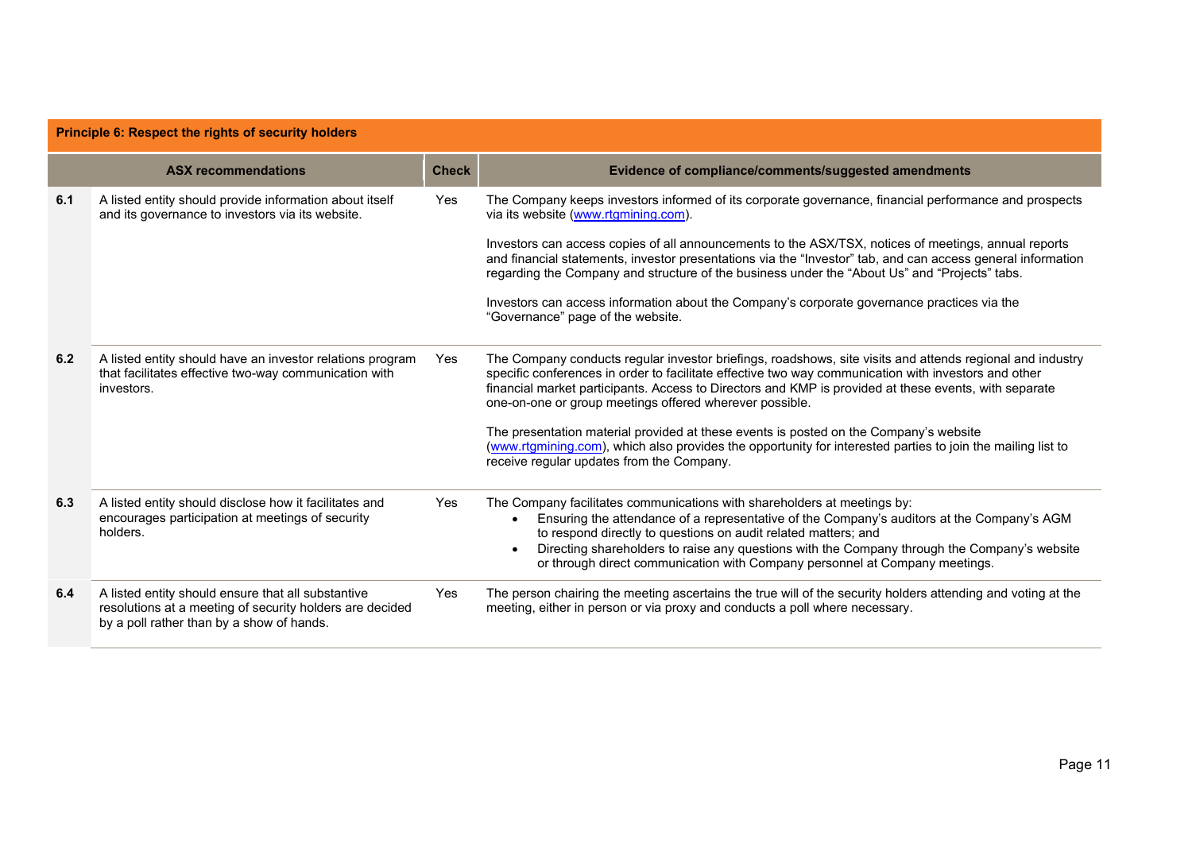| Principle 6: Respect the rights of security holders | | | |
|---|---|---|---|
| | **ASX recommendations** | **Check** | **Evidence of compliance/comments/suggested amendments** |
| **6.1** | A listed entity should provide information about itself and its governance to investors via its website. | Yes | The Company keeps investors informed of its corporate governance, financial performance and prospects via its website (www.rtgmining.com).<br><br>Investors can access copies of all announcements to the ASX/TSX, notices of meetings, annual reports and financial statements, investor presentations via the "Investor" tab, and can access general information regarding the Company and structure of the business under the "About Us" and "Projects" tabs.<br><br>Investors can access information about the Company's corporate governance practices via the "Governance" page of the website. |
| **6.2** | A listed entity should have an investor relations program that facilitates effective two-way communication with investors. | Yes | The Company conducts regular investor briefings, roadshows, site visits and attends regional and industry specific conferences in order to facilitate effective two way communication with investors and other financial market participants. Access to Directors and KMP is provided at these events, with separate one-on-one or group meetings offered wherever possible.<br><br>The presentation material provided at these events is posted on the Company's website (www.rtgmining.com), which also provides the opportunity for interested parties to join the mailing list to receive regular updates from the Company. |
| **6.3** | A listed entity should disclose how it facilitates and encourages participation at meetings of security holders. | Yes | The Company facilitates communications with shareholders at meetings by:<br>• Ensuring the attendance of a representative of the Company's auditors at the Company's AGM to respond directly to questions on audit related matters; and<br>• Directing shareholders to raise any questions with the Company through the Company's website or through direct communication with Company personnel at Company meetings. |
| **6.4** | A listed entity should ensure that all substantive resolutions at a meeting of security holders are decided by a poll rather than by a show of hands. | Yes | The person chairing the meeting ascertains the true will of the security holders attending and voting at the meeting, either in person or via proxy and conducts a poll where necessary. |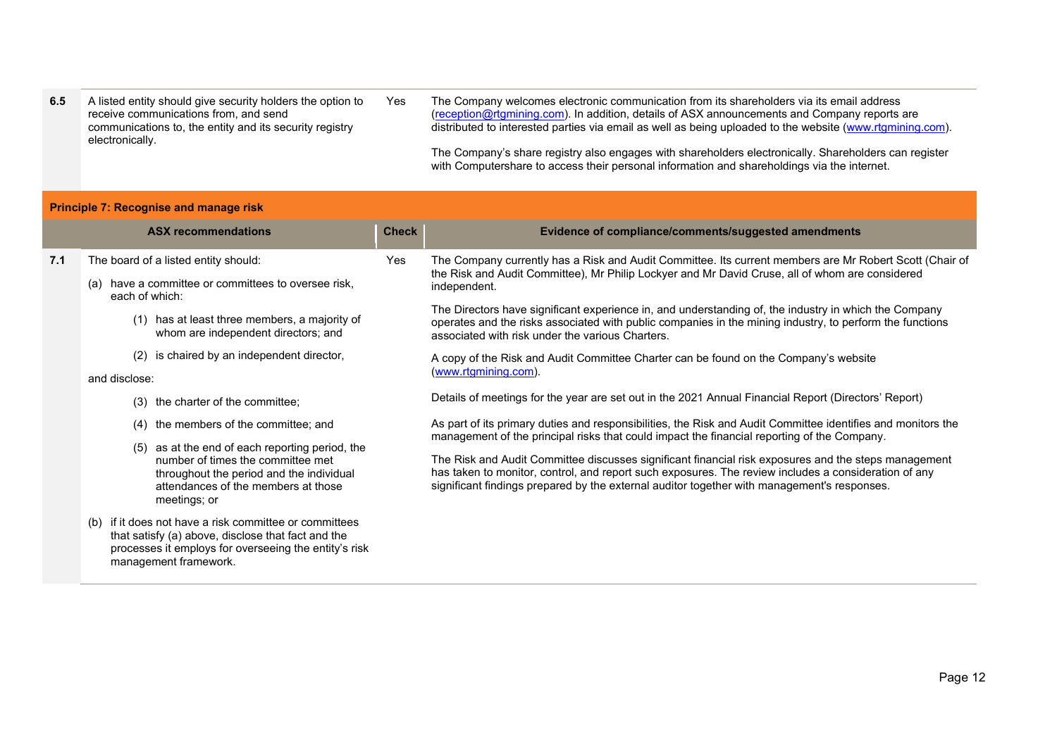| | | | |
|---|---|---|---|
| **6.5** | A listed entity should give security holders the option to receive communications from, and send communications to, the entity and its security registry electronically. | Yes | The Company welcomes electronic communication from its shareholders via its email address (reception@rtgmining.com). In addition, details of ASX announcements and Company reports are distributed to interested parties via email as well as being uploaded to the website (www.rtgmining.com).<br><br>The Company's share registry also engages with shareholders electronically. Shareholders can register with Computershare to access their personal information and shareholdings via the internet. |

**Principle 7: Recognise and manage risk**

| | ASX recommendations | Check | Evidence of compliance/comments/suggested amendments |
|---|---|---|---|
| **7.1** | The board of a listed entity should:<br><br>(a) have a committee or committees to oversee risk, each of which:<br><br>(1) has at least three members, a majority of whom are independent directors; and<br><br>(2) is chaired by an independent director,<br><br>and disclose:<br><br>(3) the charter of the committee;<br><br>(4) the members of the committee; and<br><br>(5) as at the end of each reporting period, the number of times the committee met throughout the period and the individual attendances of the members at those meetings; or<br><br>(b) if it does not have a risk committee or committees that satisfy (a) above, disclose that fact and the processes it employs for overseeing the entity's risk management framework. | Yes | The Company currently has a Risk and Audit Committee. Its current members are Mr Robert Scott (Chair of the Risk and Audit Committee), Mr Philip Lockyer and Mr David Cruse, all of whom are considered independent.<br><br>The Directors have significant experience in, and understanding of, the industry in which the Company operates and the risks associated with public companies in the mining industry, to perform the functions associated with risk under the various Charters.<br><br>A copy of the Risk and Audit Committee Charter can be found on the Company's website (www.rtgmining.com).<br><br>Details of meetings for the year are set out in the 2021 Annual Financial Report (Directors' Report)<br><br>As part of its primary duties and responsibilities, the Risk and Audit Committee identifies and monitors the management of the principal risks that could impact the financial reporting of the Company.<br><br>The Risk and Audit Committee discusses significant financial risk exposures and the steps management has taken to monitor, control, and report such exposures. The review includes a consideration of any significant findings prepared by the external auditor together with management's responses. |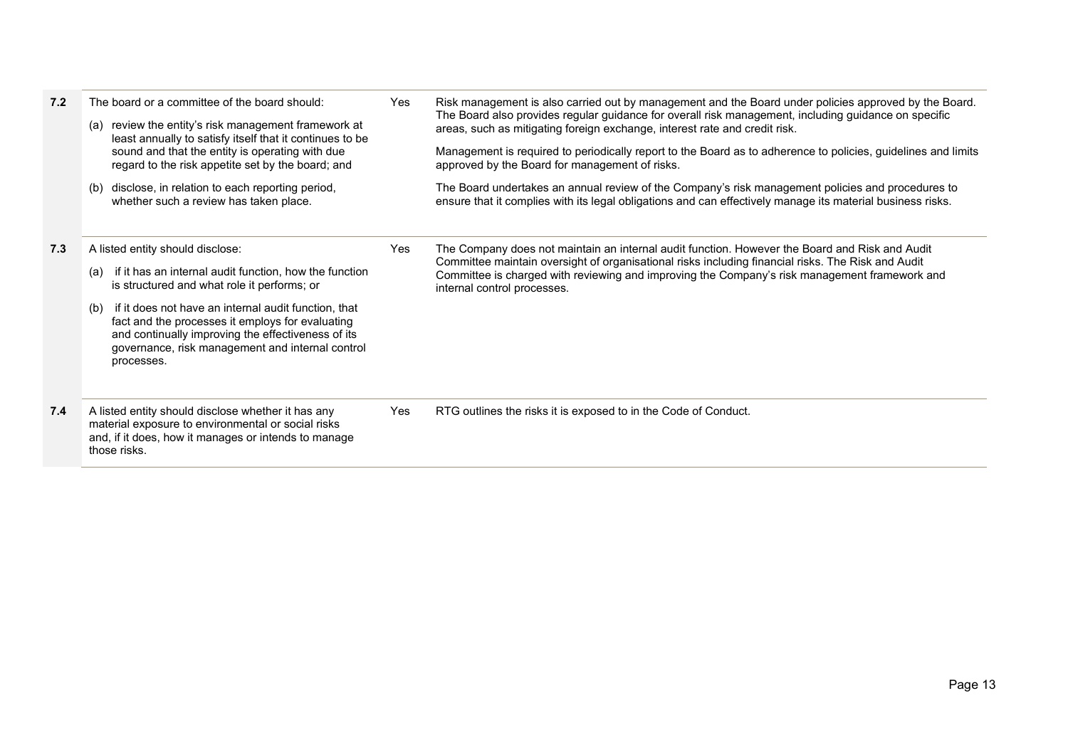| | | | |
|---|---|---|---|
| **7.2** | The board or a committee of the board should:<br>(a) review the entity's risk management framework at least annually to satisfy itself that it continues to be sound and that the entity is operating with due regard to the risk appetite set by the board; and<br>(b) disclose, in relation to each reporting period, whether such a review has taken place. | Yes | Risk management is also carried out by management and the Board under policies approved by the Board. The Board also provides regular guidance for overall risk management, including guidance on specific areas, such as mitigating foreign exchange, interest rate and credit risk.<br>Management is required to periodically report to the Board as to adherence to policies, guidelines and limits approved by the Board for management of risks.<br>The Board undertakes an annual review of the Company's risk management policies and procedures to ensure that it complies with its legal obligations and can effectively manage its material business risks. |
| **7.3** | A listed entity should disclose:<br>(a) if it has an internal audit function, how the function is structured and what role it performs; or<br>(b) if it does not have an internal audit function, that fact and the processes it employs for evaluating and continually improving the effectiveness of its governance, risk management and internal control processes. | Yes | The Company does not maintain an internal audit function. However the Board and Risk and Audit Committee maintain oversight of organisational risks including financial risks. The Risk and Audit Committee is charged with reviewing and improving the Company's risk management framework and internal control processes. |
| **7.4** | A listed entity should disclose whether it has any material exposure to environmental or social risks and, if it does, how it manages or intends to manage those risks. | Yes | RTG outlines the risks it is exposed to in the Code of Conduct. |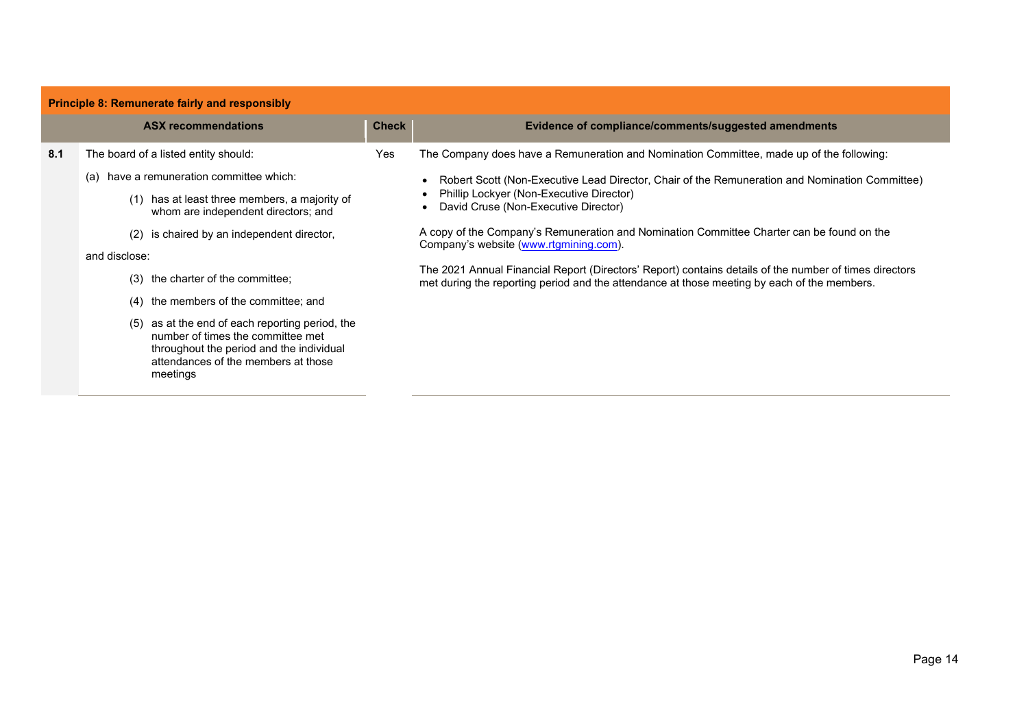| Principle 8: Remunerate fairly and responsibly | | | |
|---|---|---|---|
| | **ASX recommendations** | **Check** | **Evidence of compliance/comments/suggested amendments** |
| **8.1** | The board of a listed entity should:<br><br>(a) have a remuneration committee which:<br><br>(1) has at least three members, a majority of whom are independent directors; and<br><br>(2) is chaired by an independent director,<br><br>and disclose:<br><br>(3) the charter of the committee;<br><br>(4) the members of the committee; and<br><br>(5) as at the end of each reporting period, the number of times the committee met throughout the period and the individual attendances of the members at those meetings | Yes | The Company does have a Remuneration and Nomination Committee, made up of the following:<br><br>• Robert Scott (Non-Executive Lead Director, Chair of the Remuneration and Nomination Committee)<br>• Phillip Lockyer (Non-Executive Director)<br>• David Cruse (Non-Executive Director)<br><br>A copy of the Company's Remuneration and Nomination Committee Charter can be found on the Company's website (www.rtgmining.com).<br><br>The 2021 Annual Financial Report (Directors' Report) contains details of the number of times directors met during the reporting period and the attendance at those meeting by each of the members. |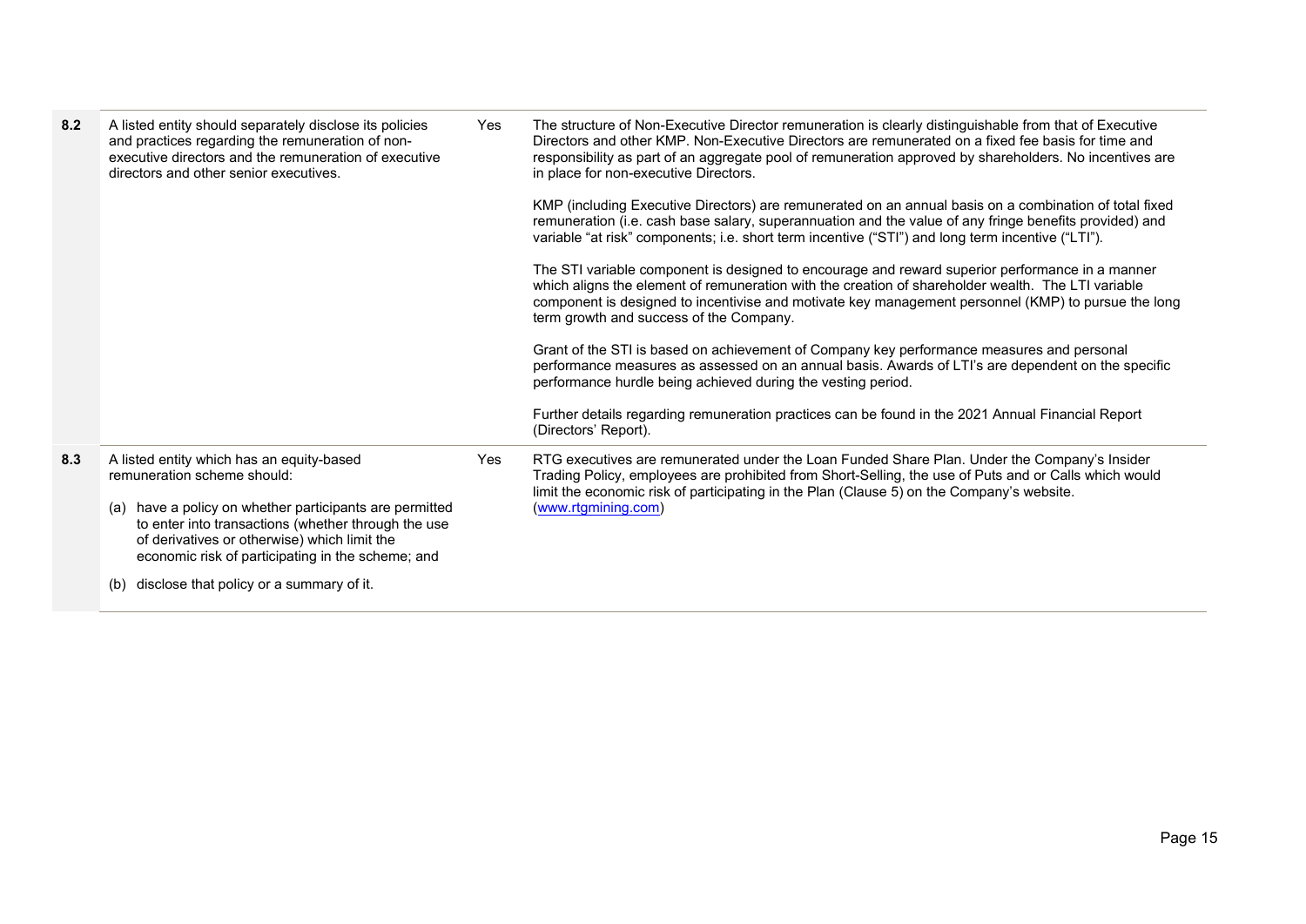| | | | |
|---|---|---|---|
| **8.2** | A listed entity should separately disclose its policies and practices regarding the remuneration of non-executive directors and the remuneration of executive directors and other senior executives. | Yes | The structure of Non-Executive Director remuneration is clearly distinguishable from that of Executive Directors and other KMP. Non-Executive Directors are remunerated on a fixed fee basis for time and responsibility as part of an aggregate pool of remuneration approved by shareholders. No incentives are in place for non-executive Directors.<br><br>KMP (including Executive Directors) are remunerated on an annual basis on a combination of total fixed remuneration (i.e. cash base salary, superannuation and the value of any fringe benefits provided) and variable "at risk" components; i.e. short term incentive ("STI") and long term incentive ("LTI").<br><br>The STI variable component is designed to encourage and reward superior performance in a manner which aligns the element of remuneration with the creation of shareholder wealth. The LTI variable component is designed to incentivise and motivate key management personnel (KMP) to pursue the long term growth and success of the Company.<br><br>Grant of the STI is based on achievement of Company key performance measures and personal performance measures as assessed on an annual basis. Awards of LTI's are dependent on the specific performance hurdle being achieved during the vesting period.<br><br>Further details regarding remuneration practices can be found in the 2021 Annual Financial Report (Directors' Report). |
| **8.3** | A listed entity which has an equity-based remuneration scheme should:<br><br>(a) have a policy on whether participants are permitted to enter into transactions (whether through the use of derivatives or otherwise) which limit the economic risk of participating in the scheme; and<br><br>(b) disclose that policy or a summary of it. | Yes | RTG executives are remunerated under the Loan Funded Share Plan. Under the Company's Insider Trading Policy, employees are prohibited from Short-Selling, the use of Puts and or Calls which would limit the economic risk of participating in the Plan (Clause 5) on the Company's website. (www.rtgmining.com) |